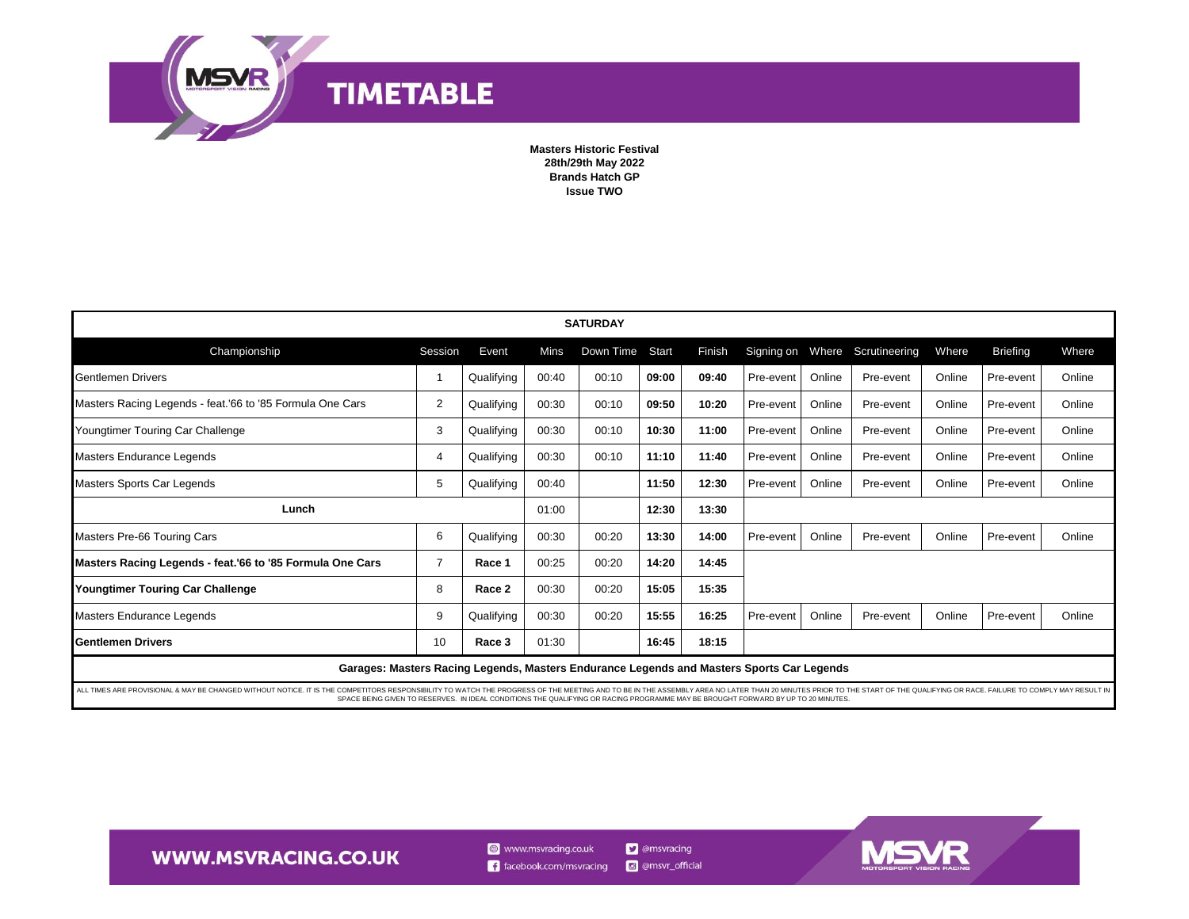# TIMETABLE

**Masters Historic Festival**
**28th/29th May 2022**
**Brands Hatch GP**
**Issue TWO**

| **SATURDAY** | | | | | | | | | | | | | |
|---|---|---|---|---|---|---|---|---|---|---|---|---|---|
| Championship | Session | Event | Mins | Down Time | Start | Finish | Signing on | Where | Scrutineering | Where | Briefing | Where |
| Gentlemen Drivers | 1 | Qualifying | 00:40 | 00:10 | **09:00** | **09:40** | Pre-event | Online | Pre-event | Online | Pre-event | Online |
| Masters Racing Legends - feat.'66 to '85 Formula One Cars | 2 | Qualifying | 00:30 | 00:10 | **09:50** | **10:20** | Pre-event | Online | Pre-event | Online | Pre-event | Online |
| Youngtimer Touring Car Challenge | 3 | Qualifying | 00:30 | 00:10 | **10:30** | **11:00** | Pre-event | Online | Pre-event | Online | Pre-event | Online |
| Masters Endurance Legends | 4 | Qualifying | 00:30 | 00:10 | **11:10** | **11:40** | Pre-event | Online | Pre-event | Online | Pre-event | Online |
| Masters Sports Car Legends | 5 | Qualifying | 00:40 | | **11:50** | **12:30** | Pre-event | Online | Pre-event | Online | Pre-event | Online |
| **Lunch** | | | 01:00 | | **12:30** | **13:30** | | | | | | |
| Masters Pre-66 Touring Cars | 6 | Qualifying | 00:30 | 00:20 | **13:30** | **14:00** | Pre-event | Online | Pre-event | Online | Pre-event | Online |
| **Masters Racing Legends - feat.'66 to '85 Formula One Cars** | 7 | **Race 1** | 00:25 | 00:20 | **14:20** | **14:45** | | | | | | |
| **Youngtimer Touring Car Challenge** | 8 | **Race 2** | 00:30 | 00:20 | **15:05** | **15:35** | | | | | | |
| Masters Endurance Legends | 9 | Qualifying | 00:30 | 00:20 | **15:55** | **16:25** | Pre-event | Online | Pre-event | Online | Pre-event | Online |
| **Gentlemen Drivers** | 10 | **Race 3** | 01:30 | | **16:45** | **18:15** | | | | | | |

**Garages: Masters Racing Legends, Masters Endurance Legends and Masters Sports Car Legends**

ALL TIMES ARE PROVISIONAL & MAY BE CHANGED WITHOUT NOTICE. IT IS THE COMPETITORS RESPONSIBILITY TO WATCH THE PROGRESS OF THE MEETING AND TO BE IN THE ASSEMBLY AREA NO LATER THAN 20 MINUTES PRIOR TO THE START OF THE QUALIFYING OR RACE. FAILURE TO COMPLY MAY RESULT IN SPACE BEING GIVEN TO RESERVES. IN IDEAL CONDITIONS THE QUALIFYING OR RACING PROGRAMME MAY BE BROUGHT FORWARD BY UP TO 20 MINUTES.

WWW.MSVRACING.CO.UK

www.msvracing.co.uk
facebook.com/msvracing
@msvracing
@msvr_official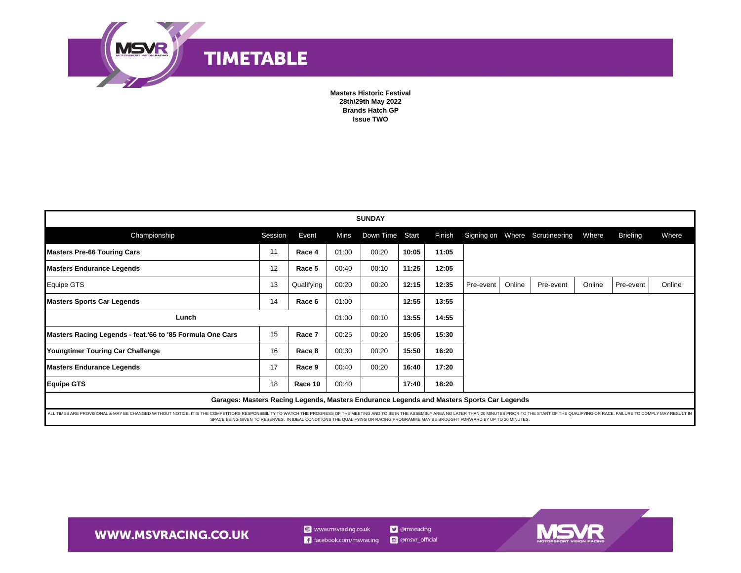# TIMETABLE

**Masters Historic Festival**
**28th/29th May 2022**
**Brands Hatch GP**
**Issue TWO**

| SUNDAY | | | | | | | | | | | | | |
|---|---|---|---|---|---|---|---|---|---|---|---|---|---|
| Championship | Session | Event | Mins | Down Time | Start | Finish | Signing on | Where | Scrutineering | Where | Briefing | Where |
| **Masters Pre-66 Touring Cars** | 11 | **Race 4** | 01:00 | 00:20 | **10:05** | **11:05** | | | | | | |
| **Masters Endurance Legends** | 12 | **Race 5** | 00:40 | 00:10 | **11:25** | **12:05** | | | | | | |
| Equipe GTS | 13 | Qualifying | 00:20 | 00:20 | **12:15** | **12:35** | Pre-event | Online | Pre-event | Online | Pre-event | Online |
| **Masters Sports Car Legends** | 14 | **Race 6** | 01:00 | | **12:55** | **13:55** | | | | | | |
| **Lunch** | | | 01:00 | 00:10 | **13:55** | **14:55** | | | | | | |
| **Masters Racing Legends - feat.'66 to '85 Formula One Cars** | 15 | **Race 7** | 00:25 | 00:20 | **15:05** | **15:30** | | | | | | |
| **Youngtimer Touring Car Challenge** | 16 | **Race 8** | 00:30 | 00:20 | **15:50** | **16:20** | | | | | | |
| **Masters Endurance Legends** | 17 | **Race 9** | 00:40 | 00:20 | **16:40** | **17:20** | | | | | | |
| **Equipe GTS** | 18 | **Race 10** | 00:40 | | **17:40** | **18:20** | | | | | | |
| **Garages: Masters Racing Legends, Masters Endurance Legends and Masters Sports Car Legends** | | | | | | | | | | | | |

ALL TIMES ARE PROVISIONAL & MAY BE CHANGED WITHOUT NOTICE. IT IS THE COMPETITORS RESPONSIBILITY TO WATCH THE PROGRESS OF THE MEETING AND TO BE IN THE ASSEMBLY AREA NO LATER THAN 20 MINUTES PRIOR TO THE START OF THE QUALIFYING OR RACE. FAILURE TO COMPLY MAY RESULT IN SPACE BEING GIVEN TO RESERVES. IN IDEAL CONDITIONS THE QUALIFYING OR RACING PROGRAMME MAY BE BROUGHT FORWARD BY UP TO 20 MINUTES.

WWW.MSVRACING.CO.UK

www.msvracing.co.uk
facebook.com/msvracing
@msvracing
@msvr_official